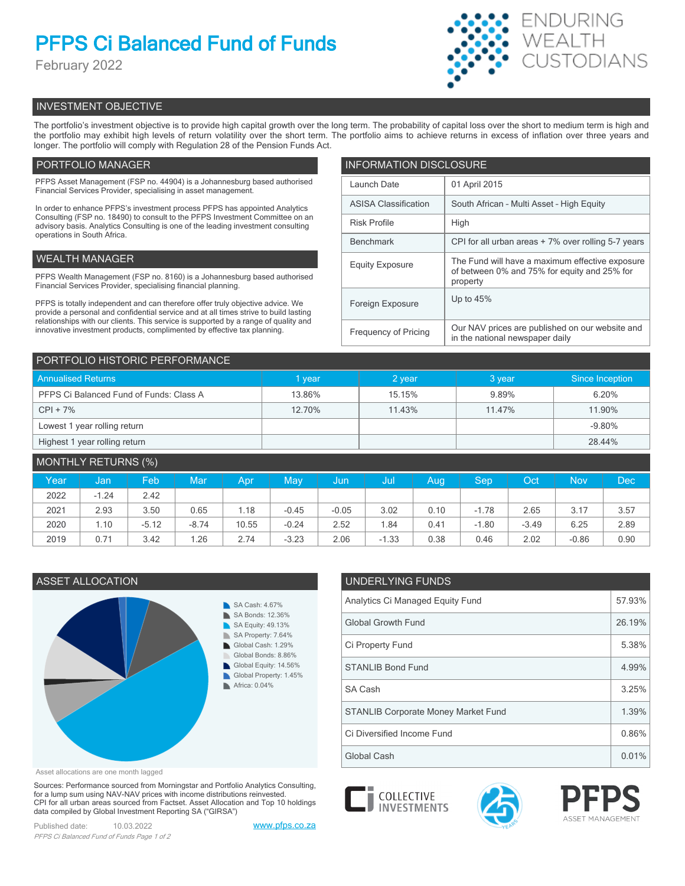# PFPS Ci Balanced Fund of Funds

February 2022

ENDURING WEALTH CUSTODIANS

## INVESTMENT OBJECTIVE

The portfolio's investment objective is to provide high capital growth over the long term. The probability of capital loss over the short to medium term is high and the portfolio may exhibit high levels of return volatility over the short term. The portfolio aims to achieve returns in excess of inflation over three years and longer. The portfolio will comply with Regulation 28 of the Pension Funds Act.

## PORTFOLIO MANAGER

PFPS Asset Management (FSP no. 44904) is a Johannesburg based authorised Financial Services Provider, specialising in asset management.

In order to enhance PFPS's investment process PFPS has appointed Analytics Consulting (FSP no. 18490) to consult to the PFPS Investment Committee on an advisory basis. Analytics Consulting is one of the leading investment consulting operations in South Africa.

## WEALTH MANAGER

PFPS Wealth Management (FSP no. 8160) is a Johannesburg based authorised Financial Services Provider, specialising financial planning.

PFPS is totally independent and can therefore offer truly objective advice. We provide a personal and confidential service and at all times strive to build lasting relationships with our clients. This service is supported by a range of quality and innovative investment products, complimented by effective tax planning.

## INFORMATION DISCLOSURE

| | |
|---|---|
| Launch Date | 01 April 2015 |
| ASISA Classification | South African - Multi Asset - High Equity |
| Risk Profile | High |
| Benchmark | CPI for all urban areas + 7% over rolling 5-7 years |
| Equity Exposure | The Fund will have a maximum effective exposure of between 0% and 75% for equity and 25% for property |
| Foreign Exposure | Up to 45% |
| Frequency of Pricing | Our NAV prices are published on our website and in the national newspaper daily |

## PORTFOLIO HISTORIC PERFORMANCE

| Annualised Returns | 1 year | 2 year | 3 year | Since Inception |
|---|---|---|---|---|
| PFPS Ci Balanced Fund of Funds: Class A | 13.86% | 15.15% | 9.89% | 6.20% |
| CPI + 7% | 12.70% | 11.43% | 11.47% | 11.90% |
| Lowest 1 year rolling return | | | | -9.80% |
| Highest 1 year rolling return | | | | 28.44% |

## MONTHLY RETURNS (%)

| Year | Jan | Feb | Mar | Apr | May | Jun | Jul | Aug | Sep | Oct | Nov | Dec |
|---|---|---|---|---|---|---|---|---|---|---|---|---|
| 2022 | -1.24 | 2.42 | | | | | | | | | | |
| 2021 | 2.93 | 3.50 | 0.65 | 1.18 | -0.45 | -0.05 | 3.02 | 0.10 | -1.78 | 2.65 | 3.17 | 3.57 |
| 2020 | 1.10 | -5.12 | -8.74 | 10.55 | -0.24 | 2.52 | 1.84 | 0.41 | -1.80 | -3.49 | 6.25 | 2.89 |
| 2019 | 0.71 | 3.42 | 1.26 | 2.74 | -3.23 | 2.06 | -1.33 | 0.38 | 0.46 | 2.02 | -0.86 | 0.90 |

## ASSET ALLOCATION

- SA Cash: 4.67%
- SA Bonds: 12.36%
- SA Equity: 49.13%
- SA Property: 7.64%
- Global Cash: 1.29%
- Global Bonds: 8.86%
- Global Equity: 14.56%
- Global Property: 1.45%
- Africa: 0.04%

Asset allocations are one month lagged

## UNDERLYING FUNDS

| | |
|---|---|
| Analytics Ci Managed Equity Fund | 57.93% |
| Global Growth Fund | 26.19% |
| Ci Property Fund | 5.38% |
| STANLIB Bond Fund | 4.99% |
| SA Cash | 3.25% |
| STANLIB Corporate Money Market Fund | 1.39% |
| Ci Diversified Income Fund | 0.86% |
| Global Cash | 0.01% |

Sources: Performance sourced from Morningstar and Portfolio Analytics Consulting, for a lump sum using NAV-NAV prices with income distributions reinvested. CPI for all urban areas sourced from Factset. Asset Allocation and Top 10 holdings data compiled by Global Investment Reporting SA ("GIRSA")

Published date: 10.03.2022

www.pfps.co.za

COLLECTIVE INVESTMENTS

PFPS ASSET MANAGEMENT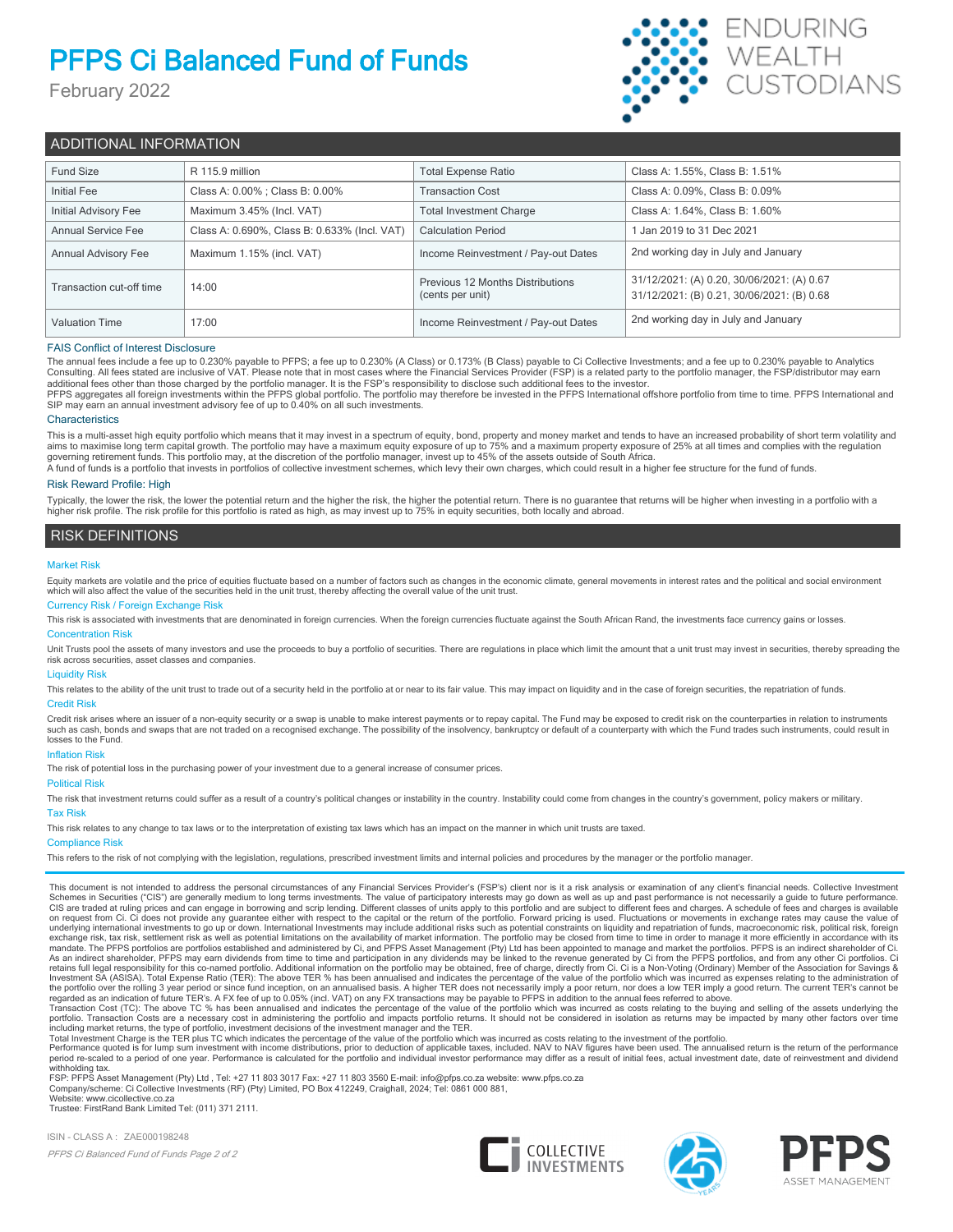# PFPS Ci Balanced Fund of Funds

February 2022

## ADDITIONAL INFORMATION

| | | | |
|---|---|---|---|
| Fund Size | R 115.9 million | Total Expense Ratio | Class A: 1.55%, Class B: 1.51% |
| Initial Fee | Class A: 0.00% ; Class B: 0.00% | Transaction Cost | Class A: 0.09%, Class B: 0.09% |
| Initial Advisory Fee | Maximum 3.45% (Incl. VAT) | Total Investment Charge | Class A: 1.64%, Class B: 1.60% |
| Annual Service Fee | Class A: 0.690%, Class B: 0.633% (Incl. VAT) | Calculation Period | 1 Jan 2019 to 31 Dec 2021 |
| Annual Advisory Fee | Maximum 1.15% (incl. VAT) | Income Reinvestment / Pay-out Dates | 2nd working day in July and January |
| Transaction cut-off time | 14:00 | Previous 12 Months Distributions (cents per unit) | 31/12/2021: (A) 0.20, 30/06/2021: (A) 0.67<br>31/12/2021: (B) 0.21, 30/06/2021: (B) 0.68 |
| Valuation Time | 17:00 | Income Reinvestment / Pay-out Dates | 2nd working day in July and January |

### FAIS Conflict of Interest Disclosure

The annual fees include a fee up to 0.230% payable to PFPS; a fee up to 0.230% (A Class) or 0.173% (B Class) payable to Ci Collective Investments; and a fee up to 0.230% payable to Analytics Consulting. All fees stated are inclusive of VAT. Please note that in most cases where the Financial Services Provider (FSP) is a related party to the portfolio manager, the FSP/distributor may earn additional fees other than those charged by the portfolio manager. It is the FSP's responsibility to disclose such additional fees to the investor.
PFPS aggregates all foreign investments within the PFPS global portfolio. The portfolio may therefore be invested in the PFPS International offshore portfolio from time to time. PFPS International and SIP may earn an annual investment advisory fee of up to 0.40% on all such investments.

### Characteristics

This is a multi-asset high equity portfolio which means that it may invest in a spectrum of equity, bond, property and money market and tends to have an increased probability of short term volatility and aims to maximise long term capital growth. The portfolio may have a maximum equity exposure of up to 75% and a maximum property exposure of 25% at all times and complies with the regulation governing retirement funds. This portfolio may, at the discretion of the portfolio manager, invest up to 45% of the assets outside of South Africa.
A fund of funds is a portfolio that invests in portfolios of collective investment schemes, which levy their own charges, which could result in a higher fee structure for the fund of funds.

### Risk Reward Profile: High

Typically, the lower the risk, the lower the potential return and the higher the risk, the higher the potential return. There is no guarantee that returns will be higher when investing in a portfolio with a higher risk profile. The risk profile for this portfolio is rated as high, as may invest up to 75% in equity securities, both locally and abroad.

## RISK DEFINITIONS

### Market Risk

Equity markets are volatile and the price of equities fluctuate based on a number of factors such as changes in the economic climate, general movements in interest rates and the political and social environment which will also affect the value of the securities held in the unit trust, thereby affecting the overall value of the unit trust.

### Currency Risk / Foreign Exchange Risk

This risk is associated with investments that are denominated in foreign currencies. When the foreign currencies fluctuate against the South African Rand, the investments face currency gains or losses.

### Concentration Risk

Unit Trusts pool the assets of many investors and use the proceeds to buy a portfolio of securities. There are regulations in place which limit the amount that a unit trust may invest in securities, thereby spreading the risk across securities, asset classes and companies.

### Liquidity Risk

This relates to the ability of the unit trust to trade out of a security held in the portfolio at or near to its fair value. This may impact on liquidity and in the case of foreign securities, the repatriation of funds.

### Credit Risk

Credit risk arises where an issuer of a non-equity security or a swap is unable to make interest payments or to repay capital. The Fund may be exposed to credit risk on the counterparties in relation to instruments such as cash, bonds and swaps that are not traded on a recognised exchange. The possibility of the insolvency, bankruptcy or default of a counterparty with which the Fund trades such instruments, could result in losses to the Fund.

### Inflation Risk

The risk of potential loss in the purchasing power of your investment due to a general increase of consumer prices.

### Political Risk

The risk that investment returns could suffer as a result of a country's political changes or instability in the country. Instability could come from changes in the country's government, policy makers or military.

### Tax Risk

This risk relates to any change to tax laws or to the interpretation of existing tax laws which has an impact on the manner in which unit trusts are taxed.

### Compliance Risk

This refers to the risk of not complying with the legislation, regulations, prescribed investment limits and internal policies and procedures by the manager or the portfolio manager.

This document is not intended to address the personal circumstances of any Financial Services Provider's (FSP's) client nor is it a risk analysis or examination of any client's financial needs. Collective Investment Schemes in Securities ("CIS") are generally medium to long terms investments. The value of participatory interests may go down as well as up and past performance is not necessarily a guide to future performance. CIS are traded at ruling prices and can engage in borrowing and scrip lending. Different classes of units apply to this portfolio and are subject to different fees and charges. A schedule of fees and charges is available on request from Ci. Ci does not provide any guarantee either with respect to the capital or the return of the portfolio. Forward pricing is used. Fluctuations or movements in exchange rates may cause the value of underlying international investments to go up or down. International Investments may include additional risks such as potential constraints on liquidity and repatriation of funds, macroeconomic risk, political risk, foreign exchange risk, tax risk, settlement risk as well as potential limitations on the availability of market information. The portfolio may be closed from time to time in order to manage it more efficiently in accordance with its mandate. The PFPS portfolios are portfolios established and administered by Ci, and PFPS Asset Management (Pty) Ltd has been appointed to manage and market the portfolios. PFPS is an indirect shareholder of Ci. As an indirect shareholder, PFPS may earn dividends from time to time and participation in any dividends may be linked to the revenue generated by Ci from the PFPS portfolios, and from any other Ci portfolios. Ci retains full legal responsibility for this co-named portfolio. Additional information on the portfolio may be obtained, free of charge, directly from Ci. Ci is a Non-Voting (Ordinary) Member of the Association for Savings & Investment SA (ASISA). Total Expense Ratio (TER): The above TER % has been annualised and indicates the percentage of the value of the portfolio which was incurred as expenses relating to the administration of the portfolio over the rolling 3 year period or since fund inception, on an annualised basis. A higher TER does not necessarily imply a poor return, nor does a low TER imply a good return. The current TER's cannot be regarded as an indication of future TER's. A FX fee of up to 0.05% (incl. VAT) on any FX transactions may be payable to PFPS in addition to the annual fees referred to above.
Transaction Cost (TC): The above TC % has been annualised and indicates the percentage of the value of the portfolio which was incurred as costs relating to the buying and selling of the assets underlying the portfolio. Transaction Costs are a necessary cost in administering the portfolio and impacts portfolio returns. It should not be considered in isolation as returns may be impacted by many other factors over time including market returns, the type of portfolio, investment decisions of the investment manager and the TER.
Total Investment Charge is the TER plus TC which indicates the percentage of the value of the portfolio which was incurred as costs relating to the investment of the portfolio.
Performance quoted is for lump sum investment with income distributions, prior to deduction of applicable taxes, included. NAV to NAV figures have been used. The annualised return is the return of the performance period re-scaled to a period of one year. Performance is calculated for the portfolio and individual investor performance may differ as a result of initial fees, actual investment date, date of reinvestment and dividend withholding tax.
FSP: PFPS Asset Management (Pty) Ltd , Tel: +27 11 803 3017 Fax: +27 11 803 3560 E-mail: info@pfps.co.za website: www.pfps.co.za
Company/scheme: Ci Collective Investments (RF) (Pty) Limited, PO Box 412249, Craighall, 2024; Tel: 0861 000 881,
Website: www.cicollective.co.za
Trustee: FirstRand Bank Limited Tel: (011) 371 2111.

ISIN - CLASS A : ZAE000198248